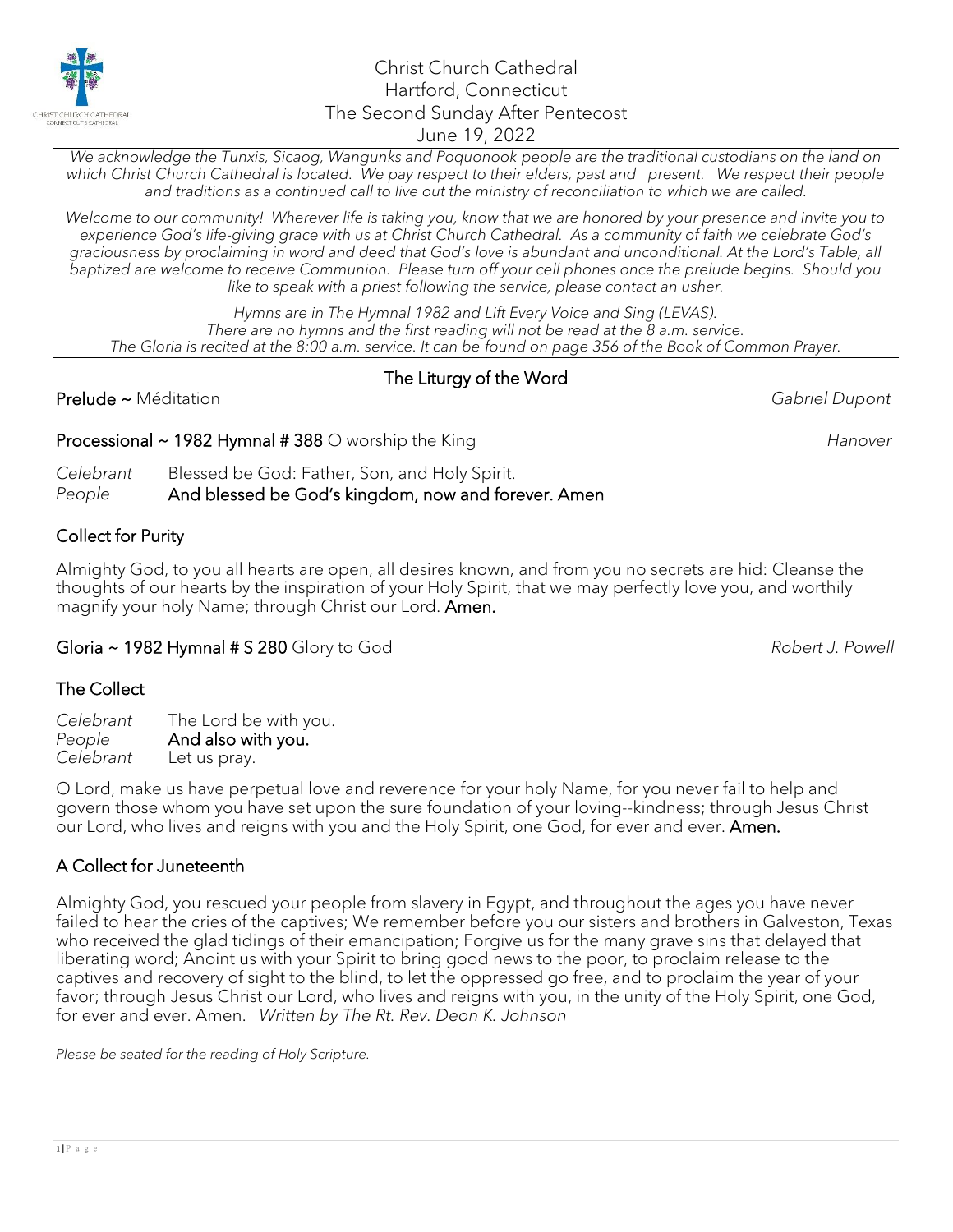Christ Church Cathedral
Hartford, Connecticut
The Second Sunday After Pentecost
June 19, 2022

*We acknowledge the Tunxis, Sicaog, Wangunks and Poquonook people are the traditional custodians on the land on which Christ Church Cathedral is located. We pay respect to their elders, past and present. We respect their people and traditions as a continued call to live out the ministry of reconciliation to which we are called.*

*Welcome to our community! Wherever life is taking you, know that we are honored by your presence and invite you to experience God's life-giving grace with us at Christ Church Cathedral. As a community of faith we celebrate God's graciousness by proclaiming in word and deed that God's love is abundant and unconditional. At the Lord's Table, all baptized are welcome to receive Communion. Please turn off your cell phones once the prelude begins. Should you like to speak with a priest following the service, please contact an usher.*

*Hymns are in The Hymnal 1982 and Lift Every Voice and Sing (LEVAS).*
*There are no hymns and the first reading will not be read at the 8 a.m. service.*
*The Gloria is recited at the 8:00 a.m. service. It can be found on page 356 of the Book of Common Prayer.*

## The Liturgy of the Word

**Prelude ~** Méditation *Gabriel Dupont*

**Processional ~ 1982 Hymnal # 388** O worship the King *Hanover*

*Celebrant* Blessed be God: Father, Son, and Holy Spirit.
*People* **And blessed be God's kingdom, now and forever. Amen**

### Collect for Purity

Almighty God, to you all hearts are open, all desires known, and from you no secrets are hid: Cleanse the thoughts of our hearts by the inspiration of your Holy Spirit, that we may perfectly love you, and worthily magnify your holy Name; through Christ our Lord. **Amen.**

**Gloria ~ 1982 Hymnal # S 280** Glory to God *Robert J. Powell*

### The Collect

*Celebrant* The Lord be with you.
*People* **And also with you.**
*Celebrant* Let us pray.

O Lord, make us have perpetual love and reverence for your holy Name, for you never fail to help and govern those whom you have set upon the sure foundation of your loving--kindness; through Jesus Christ our Lord, who lives and reigns with you and the Holy Spirit, one God, for ever and ever. **Amen.**

### A Collect for Juneteenth

Almighty God, you rescued your people from slavery in Egypt, and throughout the ages you have never failed to hear the cries of the captives; We remember before you our sisters and brothers in Galveston, Texas who received the glad tidings of their emancipation; Forgive us for the many grave sins that delayed that liberating word; Anoint us with your Spirit to bring good news to the poor, to proclaim release to the captives and recovery of sight to the blind, to let the oppressed go free, and to proclaim the year of your favor; through Jesus Christ our Lord, who lives and reigns with you, in the unity of the Holy Spirit, one God, for ever and ever. Amen. *Written by The Rt. Rev. Deon K. Johnson*

*Please be seated for the reading of Holy Scripture.*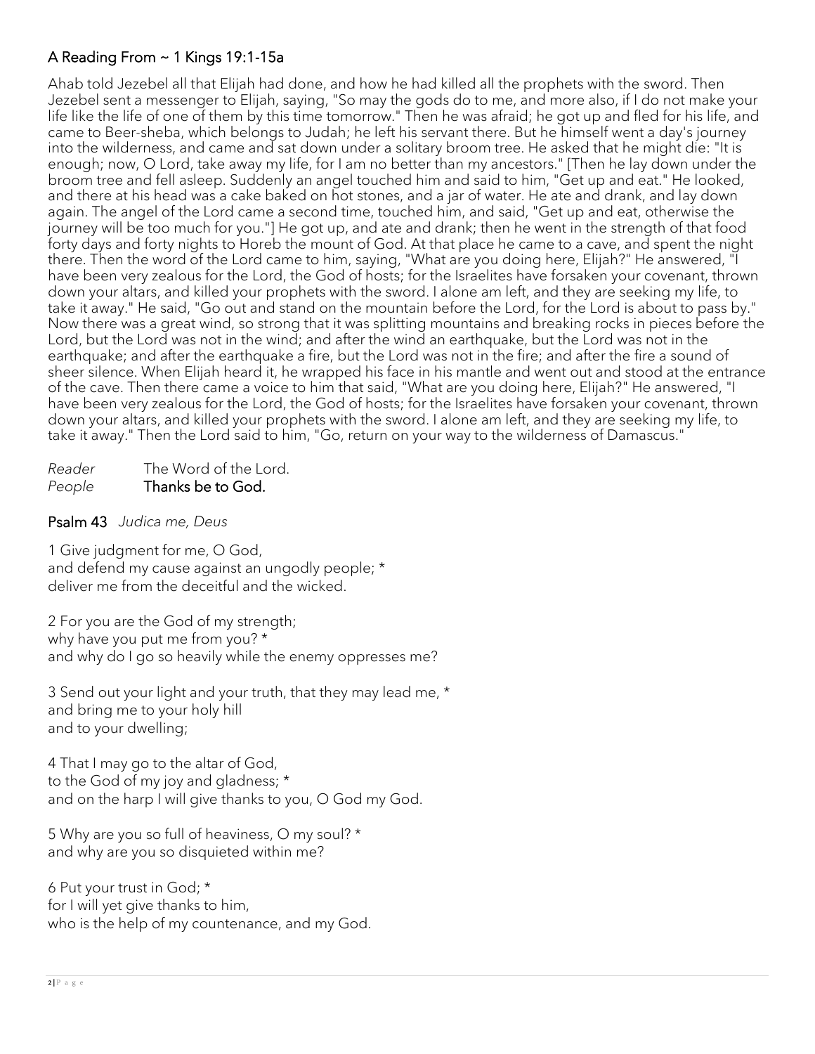## A Reading From ~ 1 Kings 19:1-15a

Ahab told Jezebel all that Elijah had done, and how he had killed all the prophets with the sword. Then Jezebel sent a messenger to Elijah, saying, "So may the gods do to me, and more also, if I do not make your life like the life of one of them by this time tomorrow." Then he was afraid; he got up and fled for his life, and came to Beer-sheba, which belongs to Judah; he left his servant there. But he himself went a day's journey into the wilderness, and came and sat down under a solitary broom tree. He asked that he might die: "It is enough; now, O Lord, take away my life, for I am no better than my ancestors." [Then he lay down under the broom tree and fell asleep. Suddenly an angel touched him and said to him, "Get up and eat." He looked, and there at his head was a cake baked on hot stones, and a jar of water. He ate and drank, and lay down again. The angel of the Lord came a second time, touched him, and said, "Get up and eat, otherwise the journey will be too much for you."] He got up, and ate and drank; then he went in the strength of that food forty days and forty nights to Horeb the mount of God. At that place he came to a cave, and spent the night there. Then the word of the Lord came to him, saying, "What are you doing here, Elijah?" He answered, "I have been very zealous for the Lord, the God of hosts; for the Israelites have forsaken your covenant, thrown down your altars, and killed your prophets with the sword. I alone am left, and they are seeking my life, to take it away." He said, "Go out and stand on the mountain before the Lord, for the Lord is about to pass by." Now there was a great wind, so strong that it was splitting mountains and breaking rocks in pieces before the Lord, but the Lord was not in the wind; and after the wind an earthquake, but the Lord was not in the earthquake; and after the earthquake a fire, but the Lord was not in the fire; and after the fire a sound of sheer silence. When Elijah heard it, he wrapped his face in his mantle and went out and stood at the entrance of the cave. Then there came a voice to him that said, "What are you doing here, Elijah?" He answered, "I have been very zealous for the Lord, the God of hosts; for the Israelites have forsaken your covenant, thrown down your altars, and killed your prophets with the sword. I alone am left, and they are seeking my life, to take it away." Then the Lord said to him, "Go, return on your way to the wilderness of Damascus."

*Reader* The Word of the Lord.
*People* **Thanks be to God.**

## Psalm 43 *Judica me, Deus*

1 Give judgment for me, O God,
and defend my cause against an ungodly people; *
deliver me from the deceitful and the wicked.

2 For you are the God of my strength;
why have you put me from you? *
and why do I go so heavily while the enemy oppresses me?

3 Send out your light and your truth, that they may lead me, *
and bring me to your holy hill
and to your dwelling;

4 That I may go to the altar of God,
to the God of my joy and gladness; *
and on the harp I will give thanks to you, O God my God.

5 Why are you so full of heaviness, O my soul? *
and why are you so disquieted within me?

6 Put your trust in God; *
for I will yet give thanks to him,
who is the help of my countenance, and my God.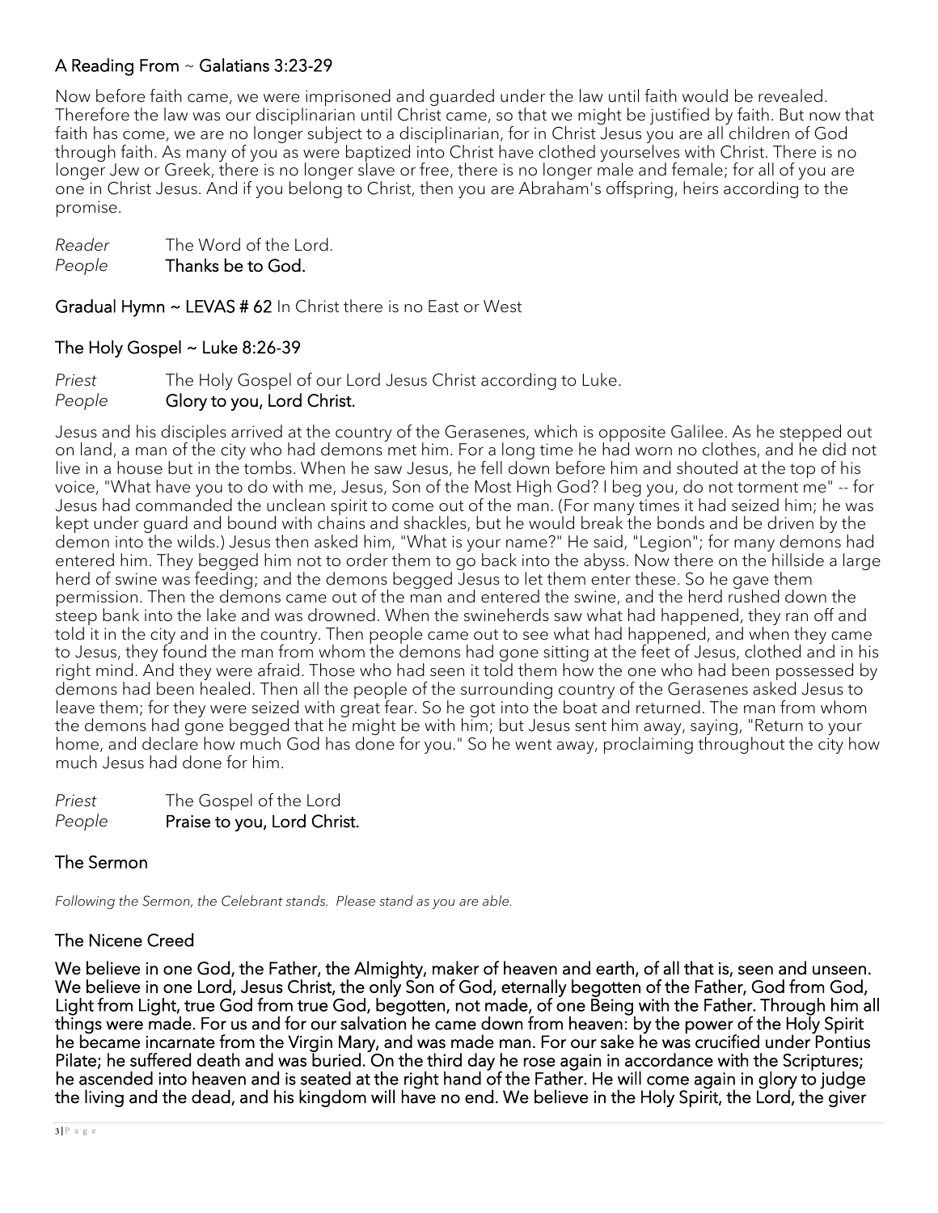## A Reading From ~ Galatians 3:23-29

Now before faith came, we were imprisoned and guarded under the law until faith would be revealed. Therefore the law was our disciplinarian until Christ came, so that we might be justified by faith. But now that faith has come, we are no longer subject to a disciplinarian, for in Christ Jesus you are all children of God through faith. As many of you as were baptized into Christ have clothed yourselves with Christ. There is no longer Jew or Greek, there is no longer slave or free, there is no longer male and female; for all of you are one in Christ Jesus. And if you belong to Christ, then you are Abraham's offspring, heirs according to the promise.

*Reader* The Word of the Lord.
*People* **Thanks be to God.**

**Gradual Hymn ~ LEVAS # 62** In Christ there is no East or West

## The Holy Gospel ~ Luke 8:26-39

*Priest* The Holy Gospel of our Lord Jesus Christ according to Luke.
*People* **Glory to you, Lord Christ.**

Jesus and his disciples arrived at the country of the Gerasenes, which is opposite Galilee. As he stepped out on land, a man of the city who had demons met him. For a long time he had worn no clothes, and he did not live in a house but in the tombs. When he saw Jesus, he fell down before him and shouted at the top of his voice, "What have you to do with me, Jesus, Son of the Most High God? I beg you, do not torment me" -- for Jesus had commanded the unclean spirit to come out of the man. (For many times it had seized him; he was kept under guard and bound with chains and shackles, but he would break the bonds and be driven by the demon into the wilds.) Jesus then asked him, "What is your name?" He said, "Legion"; for many demons had entered him. They begged him not to order them to go back into the abyss. Now there on the hillside a large herd of swine was feeding; and the demons begged Jesus to let them enter these. So he gave them permission. Then the demons came out of the man and entered the swine, and the herd rushed down the steep bank into the lake and was drowned. When the swineherds saw what had happened, they ran off and told it in the city and in the country. Then people came out to see what had happened, and when they came to Jesus, they found the man from whom the demons had gone sitting at the feet of Jesus, clothed and in his right mind. And they were afraid. Those who had seen it told them how the one who had been possessed by demons had been healed. Then all the people of the surrounding country of the Gerasenes asked Jesus to leave them; for they were seized with great fear. So he got into the boat and returned. The man from whom the demons had gone begged that he might be with him; but Jesus sent him away, saying, "Return to your home, and declare how much God has done for you." So he went away, proclaiming throughout the city how much Jesus had done for him.

*Priest* The Gospel of the Lord
*People* **Praise to you, Lord Christ.**

## The Sermon

*Following the Sermon, the Celebrant stands. Please stand as you are able.*

## The Nicene Creed

**We believe in one God, the Father, the Almighty, maker of heaven and earth, of all that is, seen and unseen. We believe in one Lord, Jesus Christ, the only Son of God, eternally begotten of the Father, God from God, Light from Light, true God from true God, begotten, not made, of one Being with the Father. Through him all things were made. For us and for our salvation he came down from heaven: by the power of the Holy Spirit he became incarnate from the Virgin Mary, and was made man. For our sake he was crucified under Pontius Pilate; he suffered death and was buried. On the third day he rose again in accordance with the Scriptures; he ascended into heaven and is seated at the right hand of the Father. He will come again in glory to judge the living and the dead, and his kingdom will have no end. We believe in the Holy Spirit, the Lord, the giver**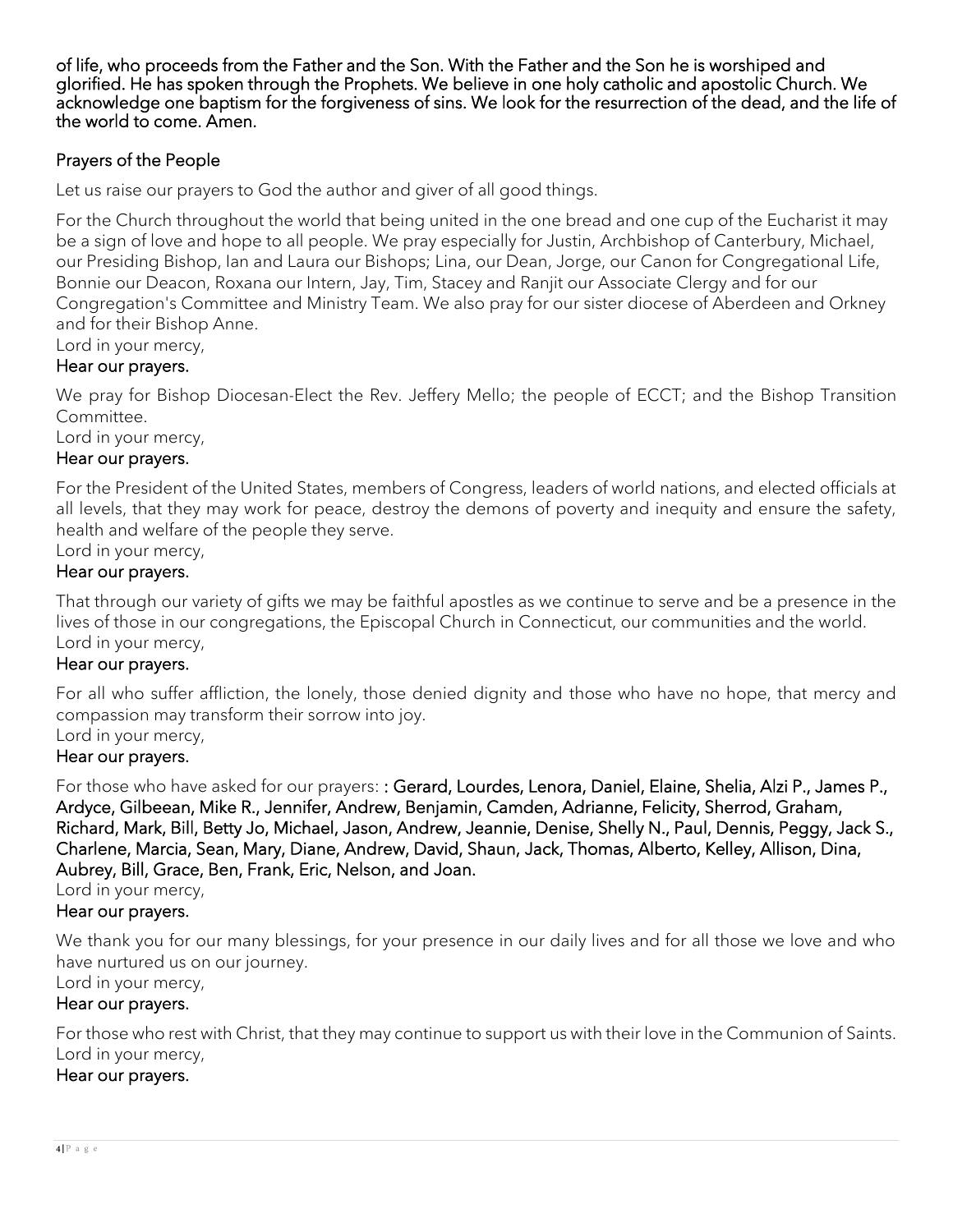**of life, who proceeds from the Father and the Son. With the Father and the Son he is worshiped and glorified. He has spoken through the Prophets. We believe in one holy catholic and apostolic Church. We acknowledge one baptism for the forgiveness of sins. We look for the resurrection of the dead, and the life of the world to come. Amen.**

## Prayers of the People

Let us raise our prayers to God the author and giver of all good things.

For the Church throughout the world that being united in the one bread and one cup of the Eucharist it may be a sign of love and hope to all people. We pray especially for Justin, Archbishop of Canterbury, Michael, our Presiding Bishop, Ian and Laura our Bishops; Lina, our Dean, Jorge, our Canon for Congregational Life, Bonnie our Deacon, Roxana our Intern, Jay, Tim, Stacey and Ranjit our Associate Clergy and for our Congregation's Committee and Ministry Team. We also pray for our sister diocese of Aberdeen and Orkney and for their Bishop Anne.
Lord in your mercy,
**Hear our prayers.**

We pray for Bishop Diocesan-Elect the Rev. Jeffery Mello; the people of ECCT; and the Bishop Transition Committee.
Lord in your mercy,
**Hear our prayers.**

For the President of the United States, members of Congress, leaders of world nations, and elected officials at all levels, that they may work for peace, destroy the demons of poverty and inequity and ensure the safety, health and welfare of the people they serve.
Lord in your mercy,
**Hear our prayers.**

That through our variety of gifts we may be faithful apostles as we continue to serve and be a presence in the lives of those in our congregations, the Episcopal Church in Connecticut, our communities and the world.
Lord in your mercy,
**Hear our prayers.**

For all who suffer affliction, the lonely, those denied dignity and those who have no hope, that mercy and compassion may transform their sorrow into joy.
Lord in your mercy,
**Hear our prayers.**

For those who have asked for our prayers: **: Gerard, Lourdes, Lenora, Daniel, Elaine, Shelia, Alzi P., James P., Ardyce, Gilbeean, Mike R., Jennifer, Andrew, Benjamin, Camden, Adrianne, Felicity, Sherrod, Graham, Richard, Mark, Bill, Betty Jo, Michael, Jason, Andrew, Jeannie, Denise, Shelly N., Paul, Dennis, Peggy, Jack S., Charlene, Marcia, Sean, Mary, Diane, Andrew, David, Shaun, Jack, Thomas, Alberto, Kelley, Allison, Dina, Aubrey, Bill, Grace, Ben, Frank, Eric, Nelson, and Joan.**
Lord in your mercy,
**Hear our prayers.**

We thank you for our many blessings, for your presence in our daily lives and for all those we love and who have nurtured us on our journey.
Lord in your mercy,
**Hear our prayers.**

For those who rest with Christ, that they may continue to support us with their love in the Communion of Saints.
Lord in your mercy,
**Hear our prayers.**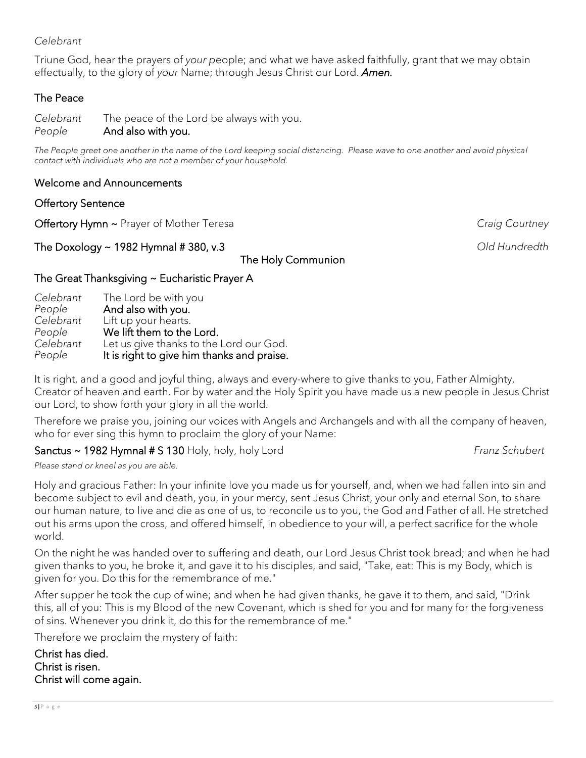*Celebrant*

Triune God, hear the prayers of *your* people; and what we have asked faithfully, grant that we may obtain effectually, to the glory of *your* Name; through Jesus Christ our Lord. ***Amen.***

## The Peace

*Celebrant* The peace of the Lord be always with you.
*People* **And also with you.**

*The People greet one another in the name of the Lord keeping social distancing. Please wave to one another and avoid physical contact with individuals who are not a member of your household.*

## Welcome and Announcements

## Offertory Sentence

**Offertory Hymn ~** Prayer of Mother Teresa *Craig Courtney*

**The Doxology ~ 1982 Hymnal # 380, v.3** *Old Hundredth*

# The Holy Communion

## The Great Thanksgiving ~ Eucharistic Prayer A

*Celebrant* The Lord be with you
*People* **And also with you.**
*Celebrant* Lift up your hearts.
*People* **We lift them to the Lord.**
*Celebrant* Let us give thanks to the Lord our God.
*People* **It is right to give him thanks and praise.**

It is right, and a good and joyful thing, always and every-where to give thanks to you, Father Almighty, Creator of heaven and earth. For by water and the Holy Spirit you have made us a new people in Jesus Christ our Lord, to show forth your glory in all the world.

Therefore we praise you, joining our voices with Angels and Archangels and with all the company of heaven, who for ever sing this hymn to proclaim the glory of your Name:

**Sanctus ~ 1982 Hymnal # S 130** Holy, holy, holy Lord *Franz Schubert*

*Please stand or kneel as you are able.*

Holy and gracious Father: In your infinite love you made us for yourself, and, when we had fallen into sin and become subject to evil and death, you, in your mercy, sent Jesus Christ, your only and eternal Son, to share our human nature, to live and die as one of us, to reconcile us to you, the God and Father of all. He stretched out his arms upon the cross, and offered himself, in obedience to your will, a perfect sacrifice for the whole world.

On the night he was handed over to suffering and death, our Lord Jesus Christ took bread; and when he had given thanks to you, he broke it, and gave it to his disciples, and said, "Take, eat: This is my Body, which is given for you. Do this for the remembrance of me."

After supper he took the cup of wine; and when he had given thanks, he gave it to them, and said, "Drink this, all of you: This is my Blood of the new Covenant, which is shed for you and for many for the forgiveness of sins. Whenever you drink it, do this for the remembrance of me."

Therefore we proclaim the mystery of faith:

**Christ has died.**
**Christ is risen.**
**Christ will come again.**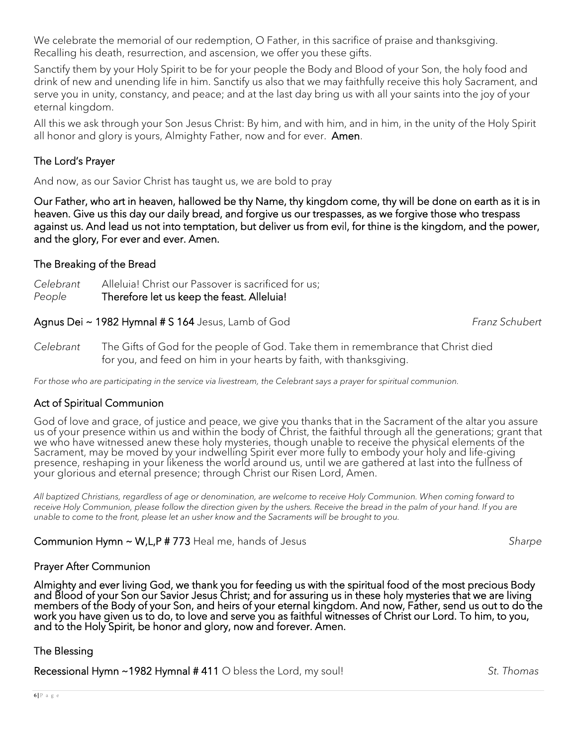We celebrate the memorial of our redemption, O Father, in this sacrifice of praise and thanksgiving. Recalling his death, resurrection, and ascension, we offer you these gifts.

Sanctify them by your Holy Spirit to be for your people the Body and Blood of your Son, the holy food and drink of new and unending life in him. Sanctify us also that we may faithfully receive this holy Sacrament, and serve you in unity, constancy, and peace; and at the last day bring us with all your saints into the joy of your eternal kingdom.

All this we ask through your Son Jesus Christ: By him, and with him, and in him, in the unity of the Holy Spirit all honor and glory is yours, Almighty Father, now and for ever. **Amen**.

### The Lord's Prayer

And now, as our Savior Christ has taught us, we are bold to pray

**Our Father, who art in heaven, hallowed be thy Name, thy kingdom come, thy will be done on earth as it is in heaven. Give us this day our daily bread, and forgive us our trespasses, as we forgive those who trespass against us. And lead us not into temptation, but deliver us from evil, for thine is the kingdom, and the power, and the glory, For ever and ever. Amen.**

### The Breaking of the Bread

*Celebrant* Alleluia! Christ our Passover is sacrificed for us;
*People* **Therefore let us keep the feast. Alleluia!**

**Agnus Dei ~ 1982 Hymnal # S 164** Jesus, Lamb of God *Franz Schubert*

*Celebrant* The Gifts of God for the people of God. Take them in remembrance that Christ died for you, and feed on him in your hearts by faith, with thanksgiving.

*For those who are participating in the service via livestream, the Celebrant says a prayer for spiritual communion.*

### Act of Spiritual Communion

God of love and grace, of justice and peace, we give you thanks that in the Sacrament of the altar you assure us of your presence within us and within the body of Christ, the faithful through all the generations; grant that we who have witnessed anew these holy mysteries, though unable to receive the physical elements of the Sacrament, may be moved by your indwelling Spirit ever more fully to embody your holy and life-giving presence, reshaping in your likeness the world around us, until we are gathered at last into the fullness of your glorious and eternal presence; through Christ our Risen Lord, Amen.

*All baptized Christians, regardless of age or denomination, are welcome to receive Holy Communion. When coming forward to receive Holy Communion, please follow the direction given by the ushers. Receive the bread in the palm of your hand. If you are unable to come to the front, please let an usher know and the Sacraments will be brought to you.*

**Communion Hymn ~ W,L,P # 773** Heal me, hands of Jesus *Sharpe*

### Prayer After Communion

**Almighty and ever living God, we thank you for feeding us with the spiritual food of the most precious Body and Blood of your Son our Savior Jesus Christ; and for assuring us in these holy mysteries that we are living members of the Body of your Son, and heirs of your eternal kingdom. And now, Father, send us out to do the work you have given us to do, to love and serve you as faithful witnesses of Christ our Lord. To him, to you, and to the Holy Spirit, be honor and glory, now and forever. Amen.**

### The Blessing

**Recessional Hymn ~1982 Hymnal # 411** O bless the Lord, my soul! *St. Thomas*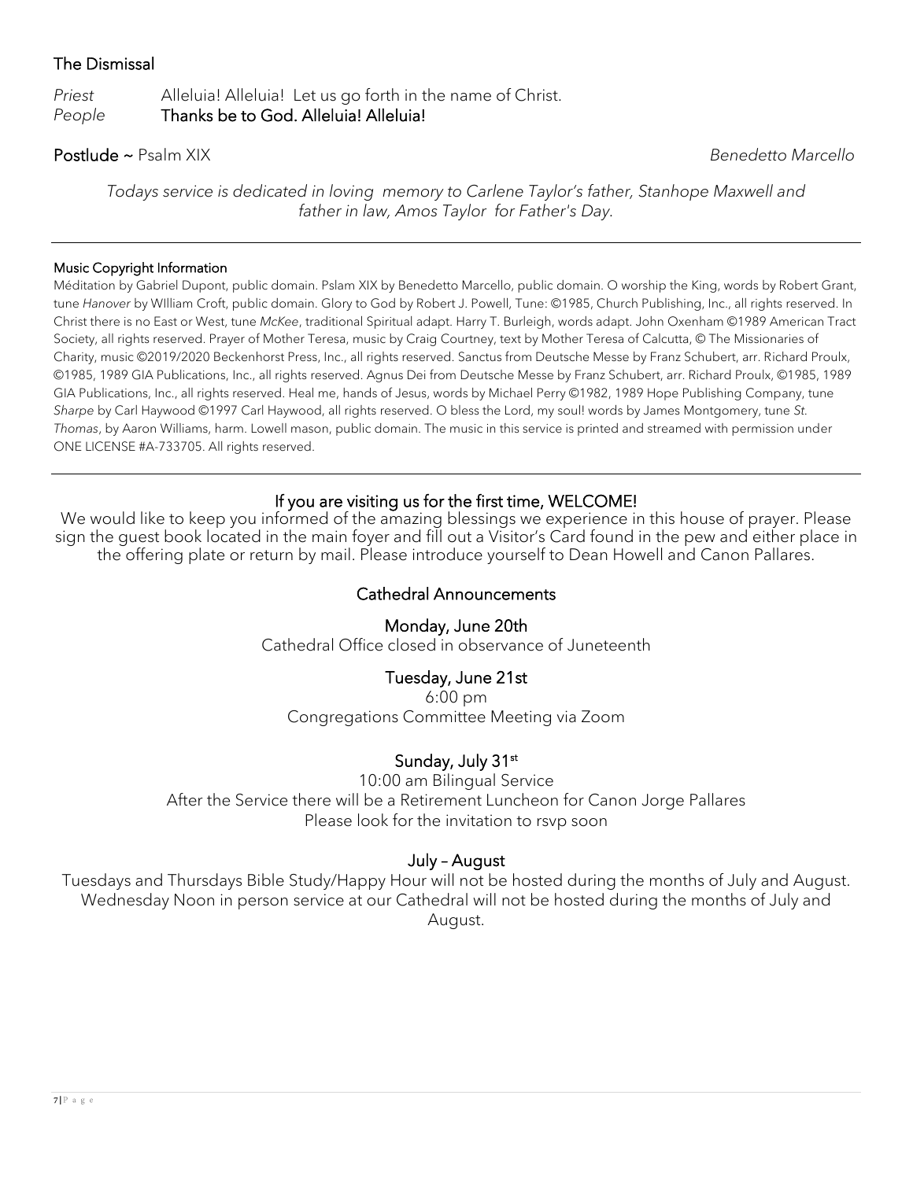### The Dismissal

*Priest* Alleluia! Alleluia! Let us go forth in the name of Christ.
*People* **Thanks be to God. Alleluia! Alleluia!**

**Postlude** ~ Psalm XIX *Benedetto Marcello*

*Todays service is dedicated in loving memory to Carlene Taylor's father, Stanhope Maxwell and father in law, Amos Taylor for Father's Day.*

---

#### Music Copyright Information

Méditation by Gabriel Dupont, public domain. Pslam XIX by Benedetto Marcello, public domain. O worship the King, words by Robert Grant, tune *Hanover* by WIlliam Croft, public domain. Glory to God by Robert J. Powell, Tune: ©1985, Church Publishing, Inc., all rights reserved. In Christ there is no East or West, tune *McKee*, traditional Spiritual adapt. Harry T. Burleigh, words adapt. John Oxenham ©1989 American Tract Society, all rights reserved. Prayer of Mother Teresa, music by Craig Courtney, text by Mother Teresa of Calcutta, © The Missionaries of Charity, music ©2019/2020 Beckenhorst Press, Inc., all rights reserved. Sanctus from Deutsche Messe by Franz Schubert, arr. Richard Proulx, ©1985, 1989 GIA Publications, Inc., all rights reserved. Agnus Dei from Deutsche Messe by Franz Schubert, arr. Richard Proulx, ©1985, 1989 GIA Publications, Inc., all rights reserved. Heal me, hands of Jesus, words by Michael Perry ©1982, 1989 Hope Publishing Company, tune *Sharpe* by Carl Haywood ©1997 Carl Haywood, all rights reserved. O bless the Lord, my soul! words by James Montgomery, tune *St. Thomas*, by Aaron Williams, harm. Lowell mason, public domain. The music in this service is printed and streamed with permission under ONE LICENSE #A-733705. All rights reserved.

---

### If you are visiting us for the first time, WELCOME!

We would like to keep you informed of the amazing blessings we experience in this house of prayer. Please sign the guest book located in the main foyer and fill out a Visitor's Card found in the pew and either place in the offering plate or return by mail. Please introduce yourself to Dean Howell and Canon Pallares.

### Cathedral Announcements

#### Monday, June 20th

Cathedral Office closed in observance of Juneteenth

#### Tuesday, June 21st

6:00 pm
Congregations Committee Meeting via Zoom

#### Sunday, July 31st

10:00 am Bilingual Service
After the Service there will be a Retirement Luncheon for Canon Jorge Pallares
Please look for the invitation to rsvp soon

#### July – August

Tuesdays and Thursdays Bible Study/Happy Hour will not be hosted during the months of July and August.
Wednesday Noon in person service at our Cathedral will not be hosted during the months of July and August.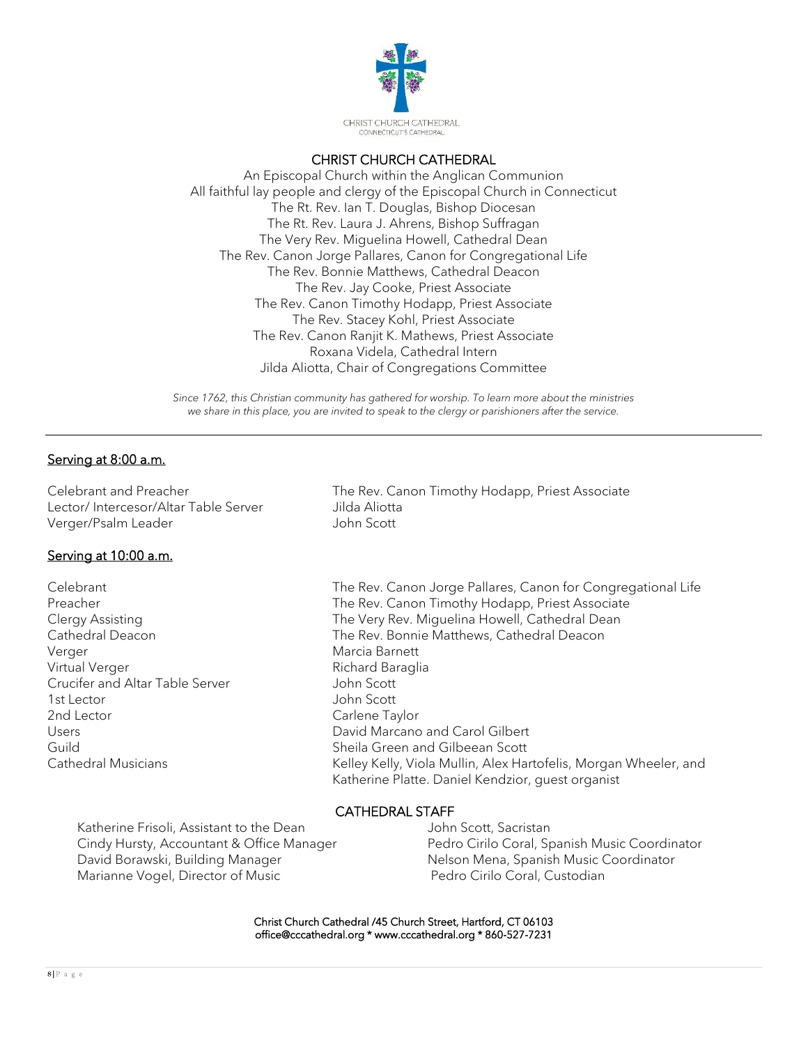CHRIST CHURCH CATHEDRAL
CONNECTICUT'S CATHEDRAL

# CHRIST CHURCH CATHEDRAL

An Episcopal Church within the Anglican Communion
All faithful lay people and clergy of the Episcopal Church in Connecticut
The Rt. Rev. Ian T. Douglas, Bishop Diocesan
The Rt. Rev. Laura J. Ahrens, Bishop Suffragan
The Very Rev. Miguelina Howell, Cathedral Dean
The Rev. Canon Jorge Pallares, Canon for Congregational Life
The Rev. Bonnie Matthews, Cathedral Deacon
The Rev. Jay Cooke, Priest Associate
The Rev. Canon Timothy Hodapp, Priest Associate
The Rev. Stacey Kohl, Priest Associate
The Rev. Canon Ranjit K. Mathews, Priest Associate
Roxana Videla, Cathedral Intern
Jilda Aliotta, Chair of Congregations Committee

*Since 1762, this Christian community has gathered for worship. To learn more about the ministries we share in this place, you are invited to speak to the clergy or parishioners after the service.*

---

## Serving at 8:00 a.m.

| | |
|---|---|
| Celebrant and Preacher | The Rev. Canon Timothy Hodapp, Priest Associate |
| Lector/ Intercesor/Altar Table Server | Jilda Aliotta |
| Verger/Psalm Leader | John Scott |

## Serving at 10:00 a.m.

| | |
|---|---|
| Celebrant | The Rev. Canon Jorge Pallares, Canon for Congregational Life |
| Preacher | The Rev. Canon Timothy Hodapp, Priest Associate |
| Clergy Assisting | The Very Rev. Miguelina Howell, Cathedral Dean |
| Cathedral Deacon | The Rev. Bonnie Matthews, Cathedral Deacon |
| Verger | Marcia Barnett |
| Virtual Verger | Richard Baraglia |
| Crucifer and Altar Table Server | John Scott |
| 1st Lector | John Scott |
| 2nd Lector | Carlene Taylor |
| Users | David Marcano and Carol Gilbert |
| Guild | Sheila Green and Gilbeean Scott |
| Cathedral Musicians | Kelley Kelly, Viola Mullin, Alex Hartofelis, Morgan Wheeler, and Katherine Platte. Daniel Kendzior, guest organist |

## CATHEDRAL STAFF

| | |
|---|---|
| Katherine Frisoli, Assistant to the Dean | John Scott, Sacristan |
| Cindy Hursty, Accountant & Office Manager | Pedro Cirilo Coral, Spanish Music Coordinator |
| David Borawski, Building Manager | Nelson Mena, Spanish Music Coordinator |
| Marianne Vogel, Director of Music | Pedro Cirilo Coral, Custodian |

Christ Church Cathedral /45 Church Street, Hartford, CT 06103
office@cccathedral.org * www.cccathedral.org * 860-527-7231